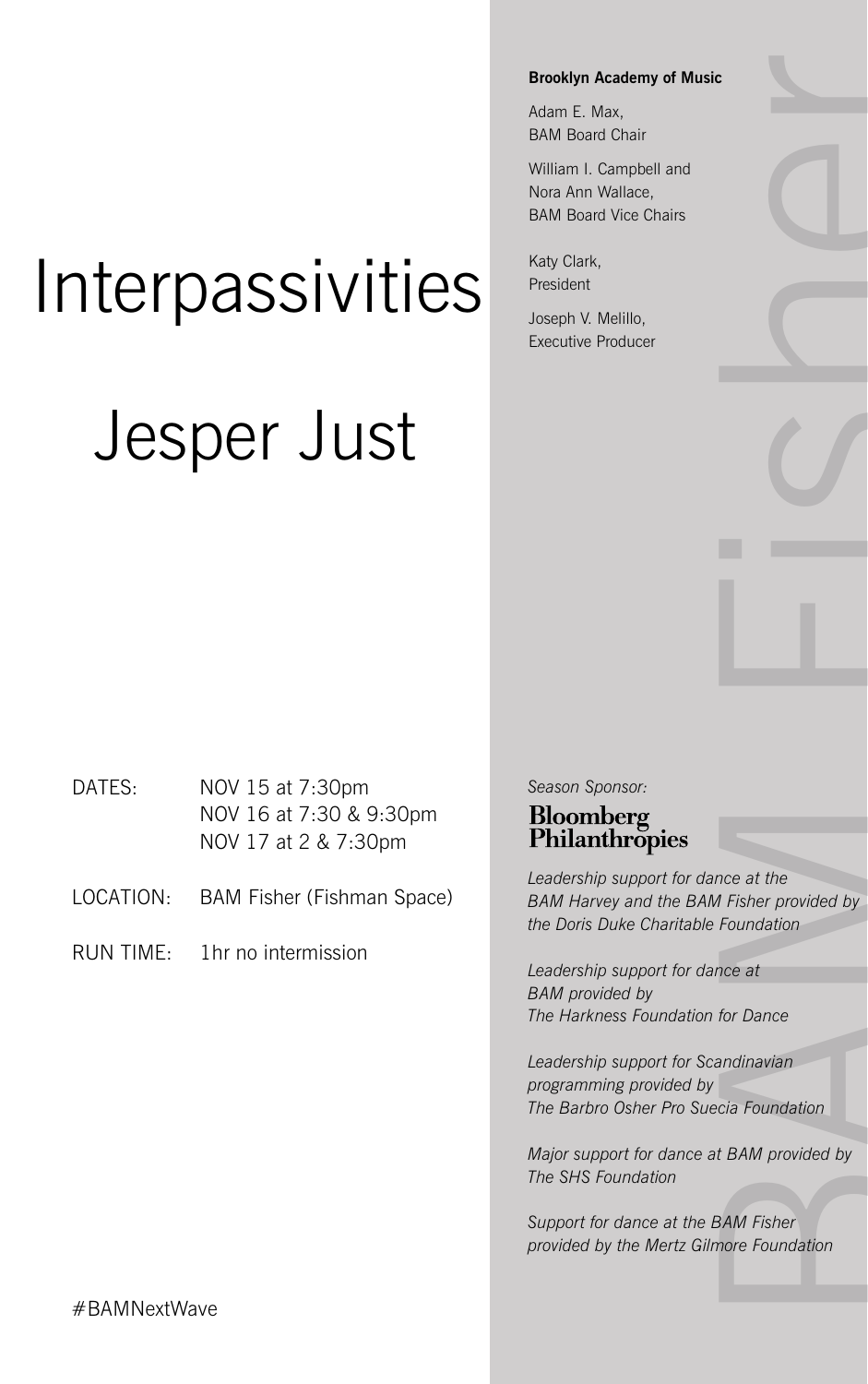# Interpassivities

# Jesper Just

| | |
|---|---|
| DATES: | NOV 15 at 7:30pm<br>NOV 16 at 7:30 & 9:30pm<br>NOV 17 at 2 & 7:30pm |
| LOCATION: | BAM Fisher (Fishman Space) |
| RUN TIME: | 1hr no intermission |

#BAMNextWave

**Brooklyn Academy of Music**

Adam E. Max,
BAM Board Chair

William I. Campbell and
Nora Ann Wallace,
BAM Board Vice Chairs

Katy Clark,
President

Joseph V. Melillo,
Executive Producer

BAM Fisher

*Season Sponsor:*

**Bloomberg Philanthropies**

*Leadership support for dance at the BAM Harvey and the BAM Fisher provided by the Doris Duke Charitable Foundation*

*Leadership support for dance at BAM provided by The Harkness Foundation for Dance*

*Leadership support for Scandinavian programming provided by The Barbro Osher Pro Suecia Foundation*

*Major support for dance at BAM provided by The SHS Foundation*

*Support for dance at the BAM Fisher provided by the Mertz Gilmore Foundation*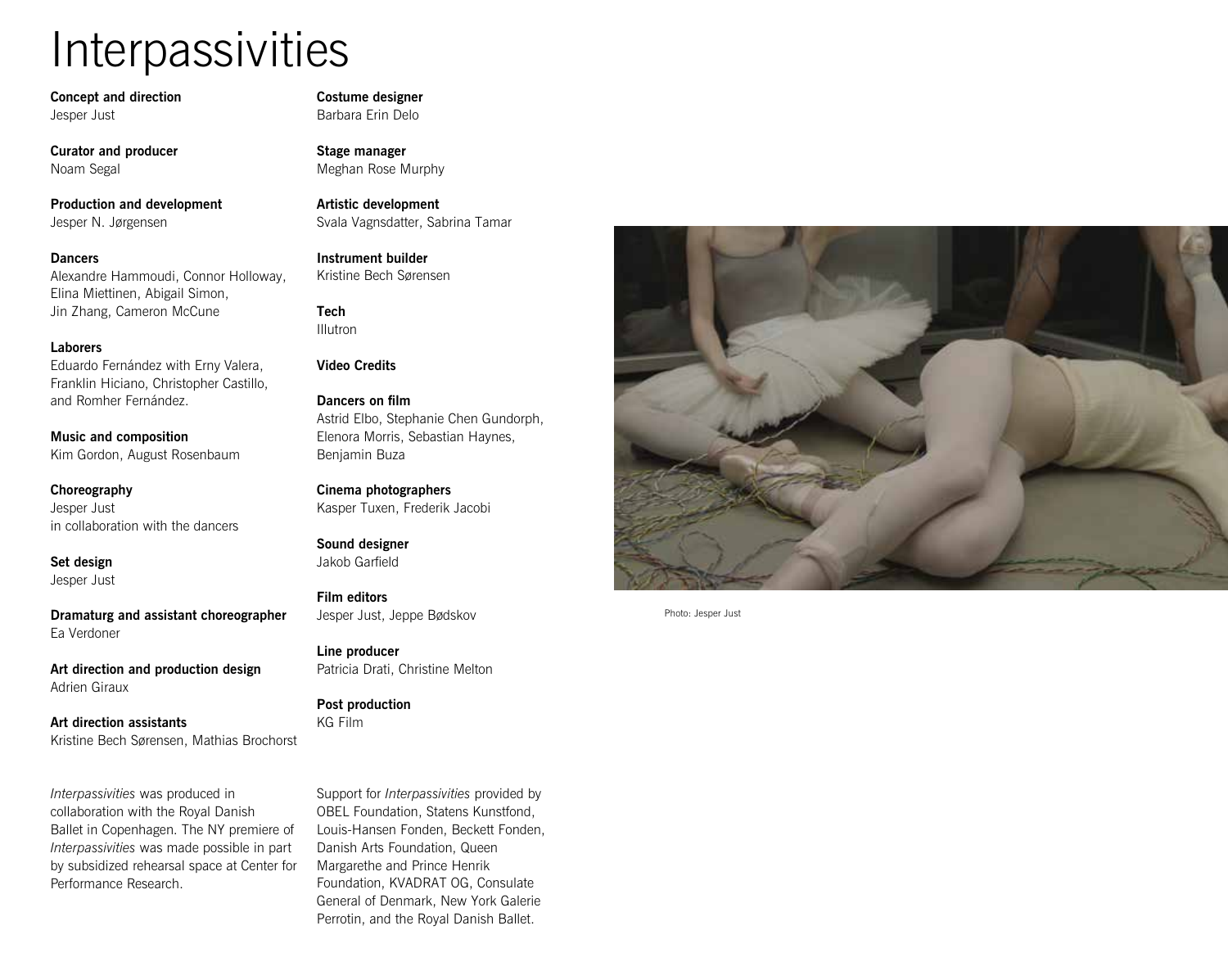# Interpassivities

**Concept and direction**
Jesper Just

**Curator and producer**
Noam Segal

**Production and development**
Jesper N. Jørgensen

**Dancers**
Alexandre Hammoudi, Connor Holloway, Elina Miettinen, Abigail Simon, Jin Zhang, Cameron McCune

**Laborers**
Eduardo Fernández with Erny Valera, Franklin Hiciano, Christopher Castillo, and Romher Fernández.

**Music and composition**
Kim Gordon, August Rosenbaum

**Choreography**
Jesper Just
in collaboration with the dancers

**Set design**
Jesper Just

**Dramaturg and assistant choreographer**
Ea Verdoner

**Art direction and production design**
Adrien Giraux

**Art direction assistants**
Kristine Bech Sørensen, Mathias Brochorst

**Costume designer**
Barbara Erin Delo

**Stage manager**
Meghan Rose Murphy

**Artistic development**
Svala Vagnsdatter, Sabrina Tamar

**Instrument builder**
Kristine Bech Sørensen

**Tech**
Illutron

**Video Credits**

**Dancers on film**
Astrid Elbo, Stephanie Chen Gundorph, Elenora Morris, Sebastian Haynes, Benjamin Buza

**Cinema photographers**
Kasper Tuxen, Frederik Jacobi

**Sound designer**
Jakob Garfield

**Film editors**
Jesper Just, Jeppe Bødskov

**Line producer**
Patricia Drati, Christine Melton

**Post production**
KG Film

*Interpassivities* was produced in collaboration with the Royal Danish Ballet in Copenhagen. The NY premiere of *Interpassivities* was made possible in part by subsidized rehearsal space at Center for Performance Research.

Support for *Interpassivities* provided by OBEL Foundation, Statens Kunstfond, Louis-Hansen Fonden, Beckett Fonden, Danish Arts Foundation, Queen Margarethe and Prince Henrik Foundation, KVADRAT OG, Consulate General of Denmark, New York Galerie Perrotin, and the Royal Danish Ballet.

Photo: Jesper Just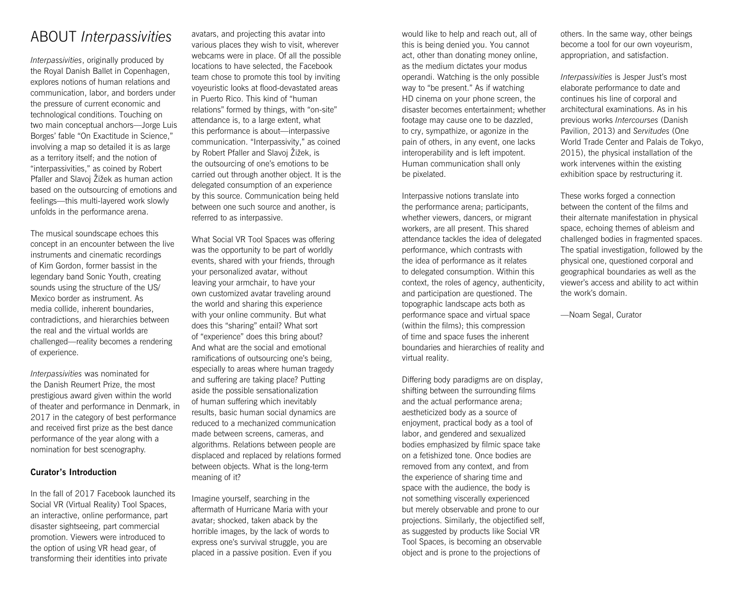# ABOUT *Interpassivities*

*Interpassivities*, originally produced by the Royal Danish Ballet in Copenhagen, explores notions of human relations and communication, labor, and borders under the pressure of current economic and technological conditions. Touching on two main conceptual anchors—Jorge Luis Borges' fable "On Exactitude in Science," involving a map so detailed it is as large as a territory itself; and the notion of "interpassivities," as coined by Robert Pfaller and Slavoj Žižek as human action based on the outsourcing of emotions and feelings—this multi-layered work slowly unfolds in the performance arena.

The musical soundscape echoes this concept in an encounter between the live instruments and cinematic recordings of Kim Gordon, former bassist in the legendary band Sonic Youth, creating sounds using the structure of the US/Mexico border as instrument. As media collide, inherent boundaries, contradictions, and hierarchies between the real and the virtual worlds are challenged—reality becomes a rendering of experience.

*Interpassivities* was nominated for the Danish Reumert Prize, the most prestigious award given within the world of theater and performance in Denmark, in 2017 in the category of best performance and received first prize as the best dance performance of the year along with a nomination for best scenography.

**Curator's Introduction**

In the fall of 2017 Facebook launched its Social VR (Virtual Reality) Tool Spaces, an interactive, online performance, part disaster sightseeing, part commercial promotion. Viewers were introduced to the option of using VR head gear, of transforming their identities into private avatars, and projecting this avatar into various places they wish to visit, wherever webcams were in place. Of all the possible locations to have selected, the Facebook team chose to promote this tool by inviting voyeuristic looks at flood-devastated areas in Puerto Rico. This kind of "human relations" formed by things, with "on-site" attendance is, to a large extent, what this performance is about—interpassive communication. "Interpassivity," as coined by Robert Pfaller and Slavoj Žižek, is the outsourcing of one's emotions to be carried out through another object. It is the delegated consumption of an experience by this source. Communication being held between one such source and another, is referred to as interpassive.

What Social VR Tool Spaces was offering was the opportunity to be part of worldly events, shared with your friends, through your personalized avatar, without leaving your armchair, to have your own customized avatar traveling around the world and sharing this experience with your online community. But what does this "sharing" entail? What sort of "experience" does this bring about? And what are the social and emotional ramifications of outsourcing one's being, especially to areas where human tragedy and suffering are taking place? Putting aside the possible sensationalization of human suffering which inevitably results, basic human social dynamics are reduced to a mechanized communication made between screens, cameras, and algorithms. Relations between people are displaced and replaced by relations formed between objects. What is the long-term meaning of it?

Imagine yourself, searching in the aftermath of Hurricane Maria with your avatar; shocked, taken aback by the horrible images, by the lack of words to express one's survival struggle, you are placed in a passive position. Even if you would like to help and reach out, all of this is being denied you. You cannot act, other than donating money online, as the medium dictates your modus operandi. Watching is the only possible way to "be present." As if watching HD cinema on your phone screen, the disaster becomes entertainment; whether footage may cause one to be dazzled, to cry, sympathize, or agonize in the pain of others, in any event, one lacks interoperability and is left impotent. Human communication shall only be pixelated.

Interpassive notions translate into the performance arena; participants, whether viewers, dancers, or migrant workers, are all present. This shared attendance tackles the idea of delegated performance, which contrasts with the idea of performance as it relates to delegated consumption. Within this context, the roles of agency, authenticity, and participation are questioned. The topographic landscape acts both as performance space and virtual space (within the films); this compression of time and space fuses the inherent boundaries and hierarchies of reality and virtual reality.

Differing body paradigms are on display, shifting between the surrounding films and the actual performance arena; aestheticized body as a source of enjoyment, practical body as a tool of labor, and gendered and sexualized bodies emphasized by filmic space take on a fetishized tone. Once bodies are removed from any context, and from the experience of sharing time and space with the audience, the body is not something viscerally experienced but merely observable and prone to our projections. Similarly, the objectified self, as suggested by products like Social VR Tool Spaces, is becoming an observable object and is prone to the projections of others. In the same way, other beings become a tool for our own voyeurism, appropriation, and satisfaction.

*Interpassivities* is Jesper Just's most elaborate performance to date and continues his line of corporal and architectural examinations. As in his previous works *Intercourses* (Danish Pavilion, 2013) and *Servitudes* (One World Trade Center and Palais de Tokyo, 2015), the physical installation of the work intervenes within the existing exhibition space by restructuring it.

These works forged a connection between the content of the films and their alternate manifestation in physical space, echoing themes of ableism and challenged bodies in fragmented spaces. The spatial investigation, followed by the physical one, questioned corporal and geographical boundaries as well as the viewer's access and ability to act within the work's domain.

—Noam Segal, Curator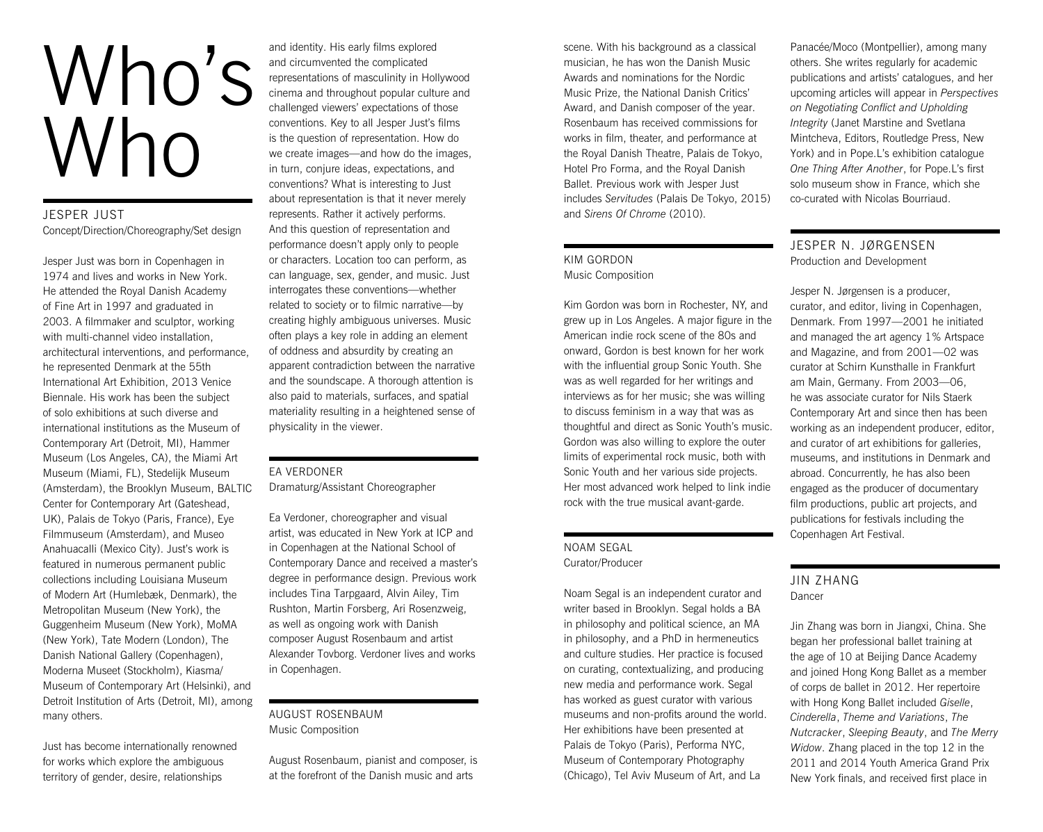# Who's Who

## JESPER JUST
Concept/Direction/Choreography/Set design

Jesper Just was born in Copenhagen in 1974 and lives and works in New York. He attended the Royal Danish Academy of Fine Art in 1997 and graduated in 2003. A filmmaker and sculptor, working with multi-channel video installation, architectural interventions, and performance, he represented Denmark at the 55th International Art Exhibition, 2013 Venice Biennale. His work has been the subject of solo exhibitions at such diverse and international institutions as the Museum of Contemporary Art (Detroit, MI), Hammer Museum (Los Angeles, CA), the Miami Art Museum (Miami, FL), Stedelijk Museum (Amsterdam), the Brooklyn Museum, BALTIC Center for Contemporary Art (Gateshead, UK), Palais de Tokyo (Paris, France), Eye Filmmuseum (Amsterdam), and Museo Anahuacalli (Mexico City). Just's work is featured in numerous permanent public collections including Louisiana Museum of Modern Art (Humlebæk, Denmark), the Metropolitan Museum (New York), the Guggenheim Museum (New York), MoMA (New York), Tate Modern (London), The Danish National Gallery (Copenhagen), Moderna Museet (Stockholm), Kiasma/Museum of Contemporary Art (Helsinki), and Detroit Institution of Arts (Detroit, MI), among many others.

Just has become internationally renowned for works which explore the ambiguous territory of gender, desire, relationships and identity. His early films explored and circumvented the complicated representations of masculinity in Hollywood cinema and throughout popular culture and challenged viewers' expectations of those conventions. Key to all Jesper Just's films is the question of representation. How do we create images—and how do the images, in turn, conjure ideas, expectations, and conventions? What is interesting to Just about representation is that it never merely represents. Rather it actively performs. And this question of representation and performance doesn't apply only to people or characters. Location too can perform, as can language, sex, gender, and music. Just interrogates these conventions—whether related to society or to filmic narrative—by creating highly ambiguous universes. Music often plays a key role in adding an element of oddness and absurdity by creating an apparent contradiction between the narrative and the soundscape. A thorough attention is also paid to materials, surfaces, and spatial materiality resulting in a heightened sense of physicality in the viewer.

## EA VERDONER
Dramaturg/Assistant Choreographer

Ea Verdoner, choreographer and visual artist, was educated in New York at ICP and in Copenhagen at the National School of Contemporary Dance and received a master's degree in performance design. Previous work includes Tina Tarpgaard, Alvin Ailey, Tim Rushton, Martin Forsberg, Ari Rosenzweig, as well as ongoing work with Danish composer August Rosenbaum and artist Alexander Tovborg. Verdoner lives and works in Copenhagen.

## AUGUST ROSENBAUM
Music Composition

August Rosenbaum, pianist and composer, is at the forefront of the Danish music and arts scene. With his background as a classical musician, he has won the Danish Music Awards and nominations for the Nordic Music Prize, the National Danish Critics' Award, and Danish composer of the year. Rosenbaum has received commissions for works in film, theater, and performance at the Royal Danish Theatre, Palais de Tokyo, Hotel Pro Forma, and the Royal Danish Ballet. Previous work with Jesper Just includes *Servitudes* (Palais De Tokyo, 2015) and *Sirens Of Chrome* (2010).

## KIM GORDON
Music Composition

Kim Gordon was born in Rochester, NY, and grew up in Los Angeles. A major figure in the American indie rock scene of the 80s and onward, Gordon is best known for her work with the influential group Sonic Youth. She was as well regarded for her writings and interviews as for her music; she was willing to discuss feminism in a way that was as thoughtful and direct as Sonic Youth's music. Gordon was also willing to explore the outer limits of experimental rock music, both with Sonic Youth and her various side projects. Her most advanced work helped to link indie rock with the true musical avant-garde.

## NOAM SEGAL
Curator/Producer

Noam Segal is an independent curator and writer based in Brooklyn. Segal holds a BA in philosophy and political science, an MA in philosophy, and a PhD in hermeneutics and culture studies. Her practice is focused on curating, contextualizing, and producing new media and performance work. Segal has worked as guest curator with various museums and non-profits around the world. Her exhibitions have been presented at Palais de Tokyo (Paris), Performa NYC, Museum of Contemporary Photography (Chicago), Tel Aviv Museum of Art, and La Panacée/Moco (Montpellier), among many others. She writes regularly for academic publications and artists' catalogues, and her upcoming articles will appear in *Perspectives on Negotiating Conflict and Upholding Integrity* (Janet Marstine and Svetlana Mintcheva, Editors, Routledge Press, New York) and in Pope.L's exhibition catalogue *One Thing After Another*, for Pope.L's first solo museum show in France, which she co-curated with Nicolas Bourriaud.

## JESPER N. JØRGENSEN
Production and Development

Jesper N. Jørgensen is a producer, curator, and editor, living in Copenhagen, Denmark. From 1997—2001 he initiated and managed the art agency 1% Artspace and Magazine, and from 2001—02 was curator at Schirn Kunsthalle in Frankfurt am Main, Germany. From 2003—06, he was associate curator for Nils Staerk Contemporary Art and since then has been working as an independent producer, editor, and curator of art exhibitions for galleries, museums, and institutions in Denmark and abroad. Concurrently, he has also been engaged as the producer of documentary film productions, public art projects, and publications for festivals including the Copenhagen Art Festival.

## JIN ZHANG
Dancer

Jin Zhang was born in Jiangxi, China. She began her professional ballet training at the age of 10 at Beijing Dance Academy and joined Hong Kong Ballet as a member of corps de ballet in 2012. Her repertoire with Hong Kong Ballet included *Giselle*, *Cinderella*, *Theme and Variations*, *The Nutcracker*, *Sleeping Beauty*, and *The Merry Widow*. Zhang placed in the top 12 in the 2011 and 2014 Youth America Grand Prix New York finals, and received first place in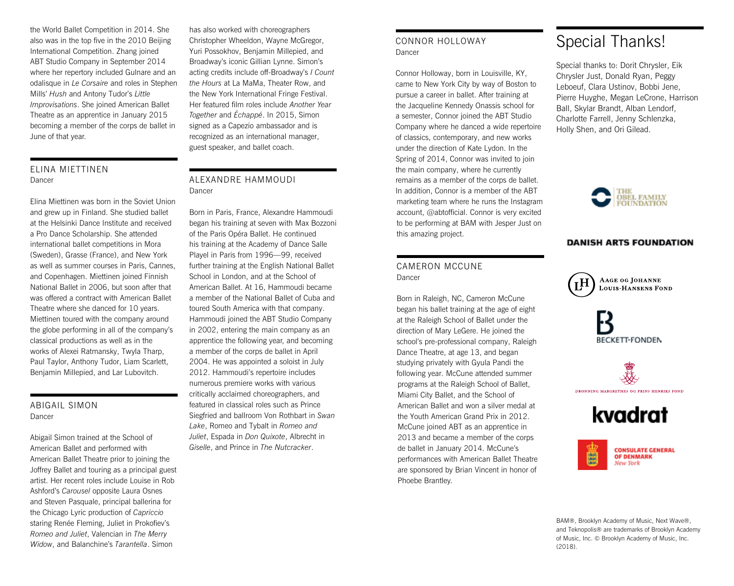the World Ballet Competition in 2014. She also was in the top five in the 2010 Beijing International Competition. Zhang joined ABT Studio Company in September 2014 where her repertory included Gulnare and an odalisque in *Le Corsaire* and roles in Stephen Mills' *Hush* and Antony Tudor's *Little Improvisations*. She joined American Ballet Theatre as an apprentice in January 2015 becoming a member of the corps de ballet in June of that year.

## ELINA MIETTINEN
Dancer

Elina Miettinen was born in the Soviet Union and grew up in Finland. She studied ballet at the Helsinki Dance Institute and received a Pro Dance Scholarship. She attended international ballet competitions in Mora (Sweden), Grasse (France), and New York as well as summer courses in Paris, Cannes, and Copenhagen. Miettinen joined Finnish National Ballet in 2006, but soon after that was offered a contract with American Ballet Theatre where she danced for 10 years. Miettinen toured with the company around the globe performing in all of the company's classical productions as well as in the works of Alexei Ratmansky, Twyla Tharp, Paul Taylor, Anthony Tudor, Liam Scarlett, Benjamin Millepied, and Lar Lubovitch.

## ABIGAIL SIMON
Dancer

Abigail Simon trained at the School of American Ballet and performed with American Ballet Theatre prior to joining the Joffrey Ballet and touring as a principal guest artist. Her recent roles include Louise in Rob Ashford's *Carousel* opposite Laura Osnes and Steven Pasquale, principal ballerina for the Chicago Lyric production of *Capriccio* staring Renée Fleming, Juliet in Prokofiev's *Romeo and Juliet*, Valencian in *The Merry Widow*, and Balanchine's *Tarantella*. Simon has also worked with choreographers Christopher Wheeldon, Wayne McGregor, Yuri Possokhov, Benjamin Millepied, and Broadway's iconic Gillian Lynne. Simon's acting credits include off-Broadway's *I Count the Hours* at La MaMa, Theater Row, and the New York International Fringe Festival. Her featured film roles include *Another Year Together* and *Échappé*. In 2015, Simon signed as a Capezio ambassador and is recognized as an international manager, guest speaker, and ballet coach.

## ALEXANDRE HAMMOUDI
Dancer

Born in Paris, France, Alexandre Hammoudi began his training at seven with Max Bozzoni of the Paris Opéra Ballet. He continued his training at the Academy of Dance Salle Playel in Paris from 1996—99, received further training at the English National Ballet School in London, and at the School of American Ballet. At 16, Hammoudi became a member of the National Ballet of Cuba and toured South America with that company. Hammoudi joined the ABT Studio Company in 2002, entering the main company as an apprentice the following year, and becoming a member of the corps de ballet in April 2004. He was appointed a soloist in July 2012. Hammoudi's repertoire includes numerous premiere works with various critically acclaimed choreographers, and featured in classical roles such as Prince Siegfried and ballroom Von Rothbart in *Swan Lake*, Romeo and Tybalt in *Romeo and Juliet*, Espada in *Don Quixote*, Albrecht in *Giselle*, and Prince in *The Nutcracker*.

## CONNOR HOLLOWAY
Dancer

Connor Holloway, born in Louisville, KY, came to New York City by way of Boston to pursue a career in ballet. After training at the Jacqueline Kennedy Onassis school for a semester, Connor joined the ABT Studio Company where he danced a wide repertoire of classics, contemporary, and new works under the direction of Kate Lydon. In the Spring of 2014, Connor was invited to join the main company, where he currently remains as a member of the corps de ballet. In addition, Connor is a member of the ABT marketing team where he runs the Instagram account, @abtofficial. Connor is very excited to be performing at BAM with Jesper Just on this amazing project.

## CAMERON MCCUNE
Dancer

Born in Raleigh, NC, Cameron McCune began his ballet training at the age of eight at the Raleigh School of Ballet under the direction of Mary LeGere. He joined the school's pre-professional company, Raleigh Dance Theatre, at age 13, and began studying privately with Gyula Pandi the following year. McCune attended summer programs at the Raleigh School of Ballet, Miami City Ballet, and the School of American Ballet and won a silver medal at the Youth American Grand Prix in 2012. McCune joined ABT as an apprentice in 2013 and became a member of the corps de ballet in January 2014. McCune's performances with American Ballet Theatre are sponsored by Brian Vincent in honor of Phoebe Brantley.

# Special Thanks!

Special thanks to: Dorit Chrysler, Eik Chrysler Just, Donald Ryan, Peggy Leboeuf, Clara Ustinov, Bobbi Jene, Pierre Huyghe, Megan LeCrone, Harrison Ball, Skylar Brandt, Alban Lendorf, Charlotte Farrell, Jenny Schlenzka, Holly Shen, and Ori Gilead.

THE OBEL FAMILY FOUNDATION

DANISH ARTS FOUNDATION

AAGE OG JOHANNE LOUIS-HANSENS FOND

BECKETT-FONDEN

DRONNING MARGRETHES OG PRINS HENRIKS FOND

kvadrat

CONSULATE GENERAL OF DENMARK New York

BAM®, Brooklyn Academy of Music, Next Wave®, and Teknopolis® are trademarks of Brooklyn Academy of Music, Inc. © Brooklyn Academy of Music, Inc. (2018).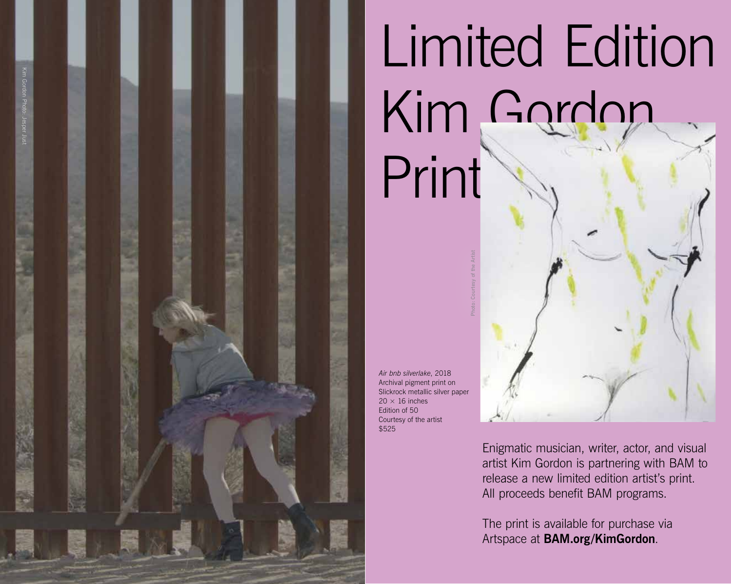Kim Gordon Photo: Jesper Just

# Limited Edition Kim Gordon Print

Photo: Courtesy of the Artist

*Air bnb silverlake*, 2018
Archival pigment print on
Slickrock metallic silver paper
20 × 16 inches
Edition of 50
Courtesy of the artist
$525

Enigmatic musician, writer, actor, and visual artist Kim Gordon is partnering with BAM to release a new limited edition artist's print. All proceeds benefit BAM programs.

The print is available for purchase via Artspace at **BAM.org/KimGordon**.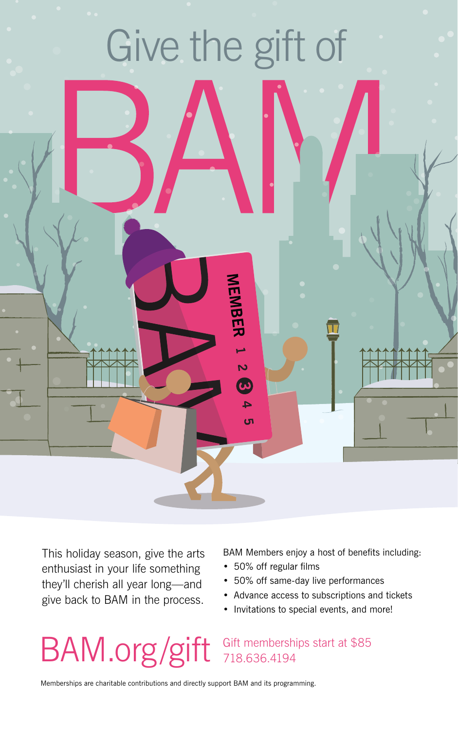# Give the gift of BAM

This holiday season, give the arts enthusiast in your life something they'll cherish all year long—and give back to BAM in the process.

BAM Members enjoy a host of benefits including:

- 50% off regular films
- 50% off same-day live performances
- Advance access to subscriptions and tickets
- Invitations to special events, and more!

## BAM.org/gift

Gift memberships start at $85
718.636.4194

Memberships are charitable contributions and directly support BAM and its programming.